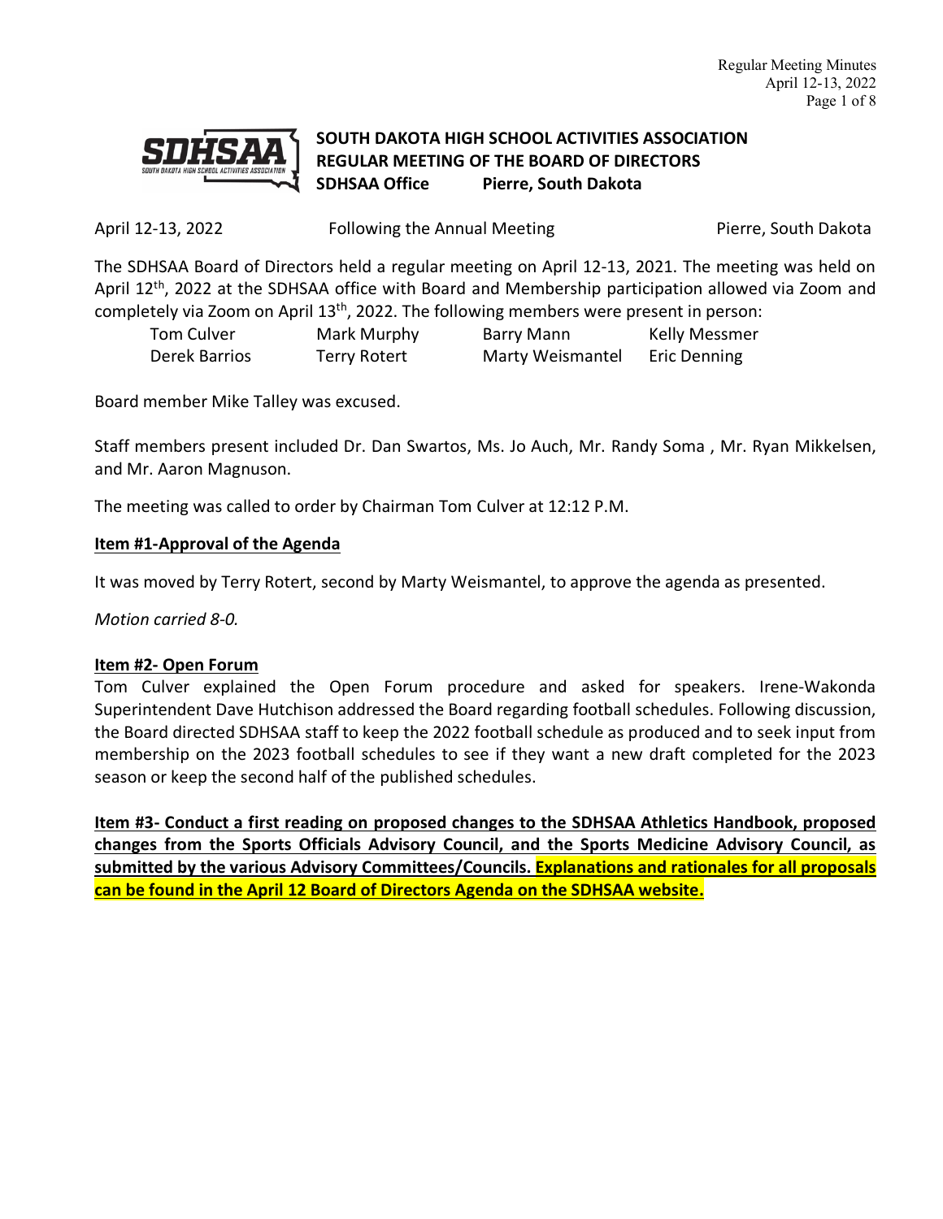**SOUTH DAKOTA HIGH SCHOOL ACTIVITIES ASSOCIATION**
**REGULAR MEETING OF THE BOARD OF DIRECTORS**
**SDHSAA Office Pierre, South Dakota**

April 12-13, 2022 Following the Annual Meeting Pierre, South Dakota

The SDHSAA Board of Directors held a regular meeting on April 12-13, 2021. The meeting was held on April 12th, 2022 at the SDHSAA office with Board and Membership participation allowed via Zoom and completely via Zoom on April 13th, 2022. The following members were present in person:

| | | | |
|---|---|---|---|
| Tom Culver | Mark Murphy | Barry Mann | Kelly Messmer |
| Derek Barrios | Terry Rotert | Marty Weismantel | Eric Denning |

Board member Mike Talley was excused.

Staff members present included Dr. Dan Swartos, Ms. Jo Auch, Mr. Randy Soma , Mr. Ryan Mikkelsen, and Mr. Aaron Magnuson.

The meeting was called to order by Chairman Tom Culver at 12:12 P.M.

**Item #1-Approval of the Agenda**

It was moved by Terry Rotert, second by Marty Weismantel, to approve the agenda as presented.

*Motion carried 8-0.*

**Item #2- Open Forum**

Tom Culver explained the Open Forum procedure and asked for speakers. Irene-Wakonda Superintendent Dave Hutchison addressed the Board regarding football schedules. Following discussion, the Board directed SDHSAA staff to keep the 2022 football schedule as produced and to seek input from membership on the 2023 football schedules to see if they want a new draft completed for the 2023 season or keep the second half of the published schedules.

**Item #3- Conduct a first reading on proposed changes to the SDHSAA Athletics Handbook, proposed changes from the Sports Officials Advisory Council, and the Sports Medicine Advisory Council, as submitted by the various Advisory Committees/Councils. Explanations and rationales for all proposals can be found in the April 12 Board of Directors Agenda on the SDHSAA website.**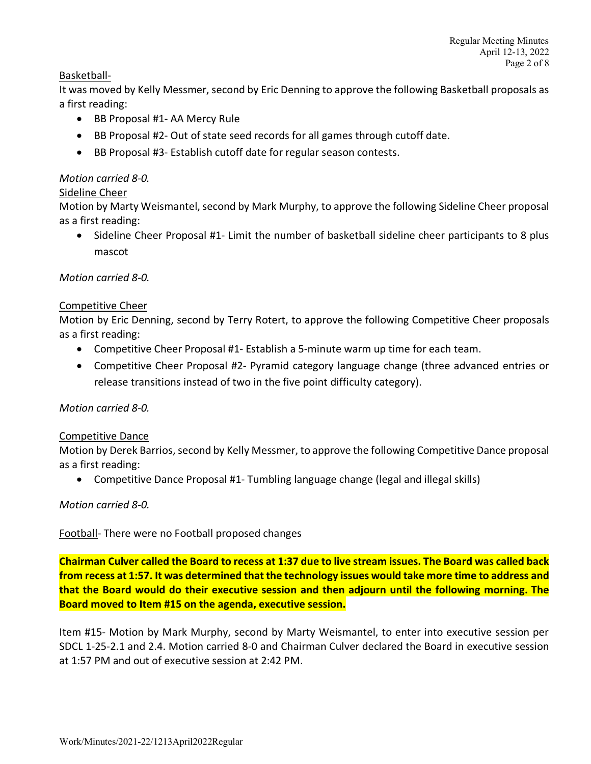Basketball-

It was moved by Kelly Messmer, second by Eric Denning to approve the following Basketball proposals as a first reading:

- BB Proposal #1- AA Mercy Rule
- BB Proposal #2- Out of state seed records for all games through cutoff date.
- BB Proposal #3- Establish cutoff date for regular season contests.

*Motion carried 8-0.*

Sideline Cheer

Motion by Marty Weismantel, second by Mark Murphy, to approve the following Sideline Cheer proposal as a first reading:

- Sideline Cheer Proposal #1- Limit the number of basketball sideline cheer participants to 8 plus mascot

*Motion carried 8-0.*

Competitive Cheer

Motion by Eric Denning, second by Terry Rotert, to approve the following Competitive Cheer proposals as a first reading:

- Competitive Cheer Proposal #1- Establish a 5-minute warm up time for each team.
- Competitive Cheer Proposal #2- Pyramid category language change (three advanced entries or release transitions instead of two in the five point difficulty category).

*Motion carried 8-0.*

Competitive Dance

Motion by Derek Barrios, second by Kelly Messmer, to approve the following Competitive Dance proposal as a first reading:

- Competitive Dance Proposal #1- Tumbling language change (legal and illegal skills)

*Motion carried 8-0.*

Football- There were no Football proposed changes

**Chairman Culver called the Board to recess at 1:37 due to live stream issues. The Board was called back from recess at 1:57. It was determined that the technology issues would take more time to address and that the Board would do their executive session and then adjourn until the following morning. The Board moved to Item #15 on the agenda, executive session.**

Item #15- Motion by Mark Murphy, second by Marty Weismantel, to enter into executive session per SDCL 1-25-2.1 and 2.4. Motion carried 8-0 and Chairman Culver declared the Board in executive session at 1:57 PM and out of executive session at 2:42 PM.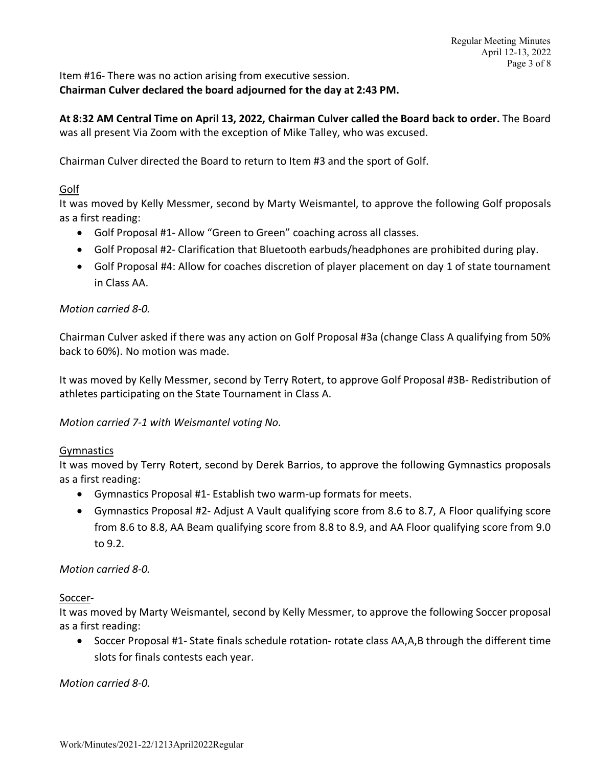Item #16- There was no action arising from executive session.
**Chairman Culver declared the board adjourned for the day at 2:43 PM.**

**At 8:32 AM Central Time on April 13, 2022, Chairman Culver called the Board back to order.** The Board was all present Via Zoom with the exception of Mike Talley, who was excused.

Chairman Culver directed the Board to return to Item #3 and the sport of Golf.

Golf

It was moved by Kelly Messmer, second by Marty Weismantel, to approve the following Golf proposals as a first reading:

- Golf Proposal #1- Allow "Green to Green" coaching across all classes.
- Golf Proposal #2- Clarification that Bluetooth earbuds/headphones are prohibited during play.
- Golf Proposal #4: Allow for coaches discretion of player placement on day 1 of state tournament in Class AA.

*Motion carried 8-0.*

Chairman Culver asked if there was any action on Golf Proposal #3a (change Class A qualifying from 50% back to 60%). No motion was made.

It was moved by Kelly Messmer, second by Terry Rotert, to approve Golf Proposal #3B- Redistribution of athletes participating on the State Tournament in Class A.

*Motion carried 7-1 with Weismantel voting No.*

Gymnastics

It was moved by Terry Rotert, second by Derek Barrios, to approve the following Gymnastics proposals as a first reading:

- Gymnastics Proposal #1- Establish two warm-up formats for meets.
- Gymnastics Proposal #2- Adjust A Vault qualifying score from 8.6 to 8.7, A Floor qualifying score from 8.6 to 8.8, AA Beam qualifying score from 8.8 to 8.9, and AA Floor qualifying score from 9.0 to 9.2.

*Motion carried 8-0.*

Soccer-

It was moved by Marty Weismantel, second by Kelly Messmer, to approve the following Soccer proposal as a first reading:

- Soccer Proposal #1- State finals schedule rotation- rotate class AA,A,B through the different time slots for finals contests each year.

*Motion carried 8-0.*

Work/Minutes/2021-22/1213April2022Regular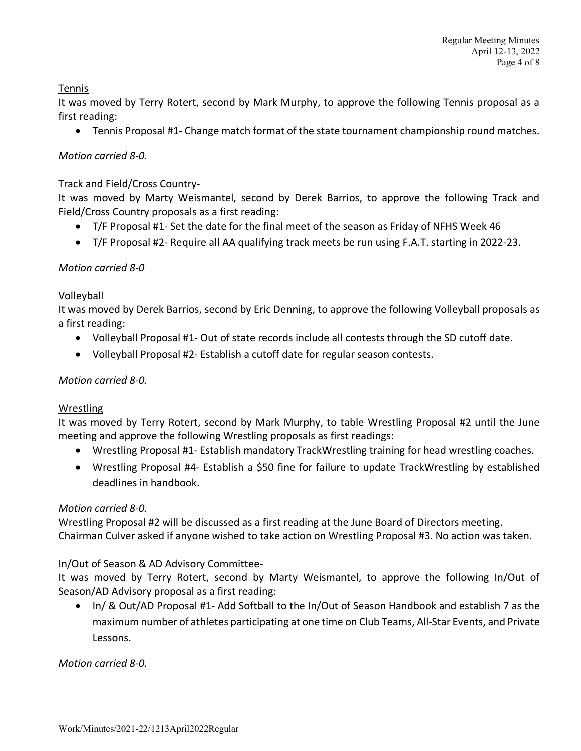Tennis

It was moved by Terry Rotert, second by Mark Murphy, to approve the following Tennis proposal as a first reading:

- Tennis Proposal #1- Change match format of the state tournament championship round matches.

*Motion carried 8-0.*

Track and Field/Cross Country-

It was moved by Marty Weismantel, second by Derek Barrios, to approve the following Track and Field/Cross Country proposals as a first reading:

- T/F Proposal #1- Set the date for the final meet of the season as Friday of NFHS Week 46
- T/F Proposal #2- Require all AA qualifying track meets be run using F.A.T. starting in 2022-23.

*Motion carried 8-0*

Volleyball

It was moved by Derek Barrios, second by Eric Denning, to approve the following Volleyball proposals as a first reading:

- Volleyball Proposal #1- Out of state records include all contests through the SD cutoff date.
- Volleyball Proposal #2- Establish a cutoff date for regular season contests.

*Motion carried 8-0.*

Wrestling

It was moved by Terry Rotert, second by Mark Murphy, to table Wrestling Proposal #2 until the June meeting and approve the following Wrestling proposals as first readings:

- Wrestling Proposal #1- Establish mandatory TrackWrestling training for head wrestling coaches.
- Wrestling Proposal #4- Establish a $50 fine for failure to update TrackWrestling by established deadlines in handbook.

*Motion carried 8-0.*

Wrestling Proposal #2 will be discussed as a first reading at the June Board of Directors meeting.
Chairman Culver asked if anyone wished to take action on Wrestling Proposal #3. No action was taken.

In/Out of Season & AD Advisory Committee-

It was moved by Terry Rotert, second by Marty Weismantel, to approve the following In/Out of Season/AD Advisory proposal as a first reading:

- In/ & Out/AD Proposal #1- Add Softball to the In/Out of Season Handbook and establish 7 as the maximum number of athletes participating at one time on Club Teams, All-Star Events, and Private Lessons.

*Motion carried 8-0.*

Work/Minutes/2021-22/1213April2022Regular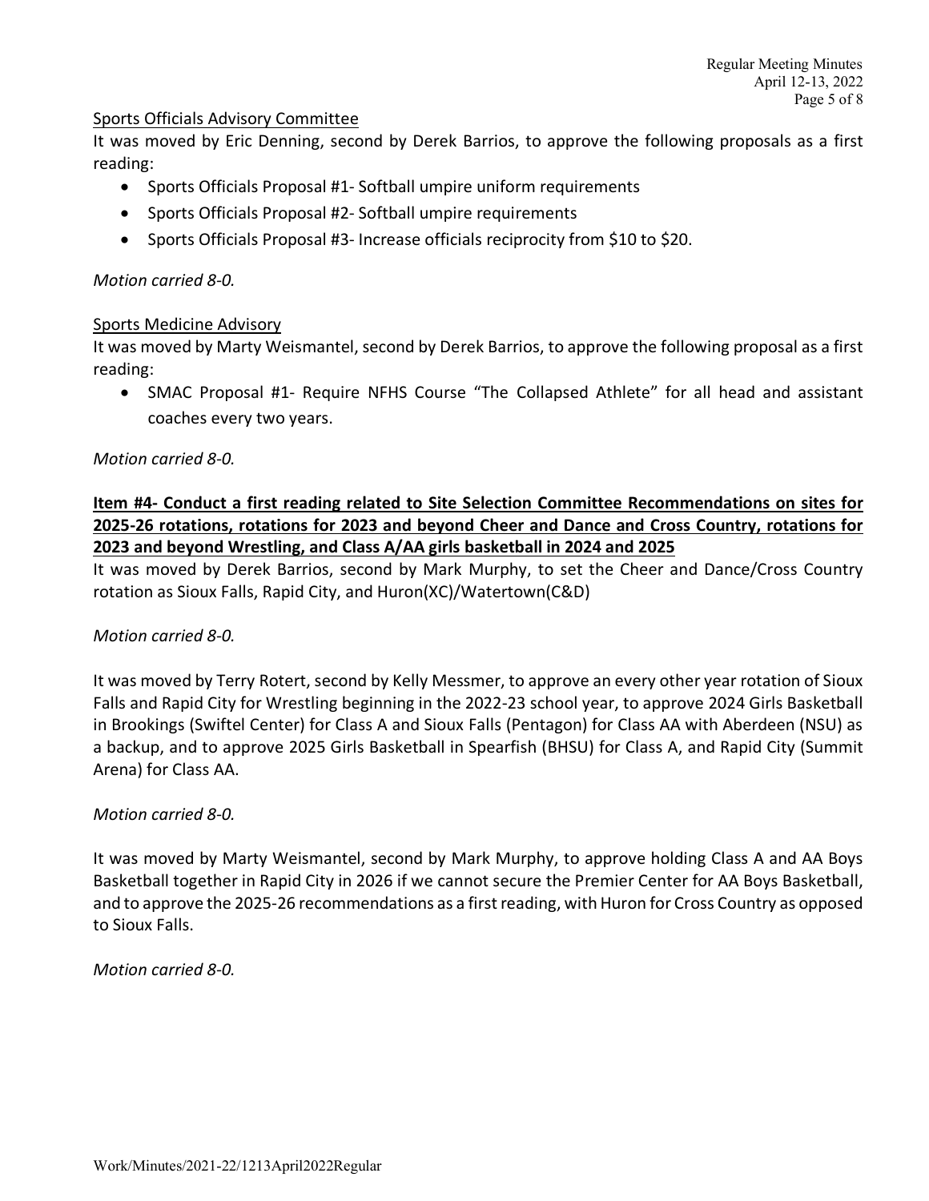Sports Officials Advisory Committee

It was moved by Eric Denning, second by Derek Barrios, to approve the following proposals as a first reading:

- Sports Officials Proposal #1- Softball umpire uniform requirements
- Sports Officials Proposal #2- Softball umpire requirements
- Sports Officials Proposal #3- Increase officials reciprocity from $10 to $20.

*Motion carried 8-0.*

Sports Medicine Advisory

It was moved by Marty Weismantel, second by Derek Barrios, to approve the following proposal as a first reading:

- SMAC Proposal #1- Require NFHS Course "The Collapsed Athlete" for all head and assistant coaches every two years.

*Motion carried 8-0.*

**Item #4- Conduct a first reading related to Site Selection Committee Recommendations on sites for 2025-26 rotations, rotations for 2023 and beyond Cheer and Dance and Cross Country, rotations for 2023 and beyond Wrestling, and Class A/AA girls basketball in 2024 and 2025**

It was moved by Derek Barrios, second by Mark Murphy, to set the Cheer and Dance/Cross Country rotation as Sioux Falls, Rapid City, and Huron(XC)/Watertown(C&D)

*Motion carried 8-0.*

It was moved by Terry Rotert, second by Kelly Messmer, to approve an every other year rotation of Sioux Falls and Rapid City for Wrestling beginning in the 2022-23 school year, to approve 2024 Girls Basketball in Brookings (Swiftel Center) for Class A and Sioux Falls (Pentagon) for Class AA with Aberdeen (NSU) as a backup, and to approve 2025 Girls Basketball in Spearfish (BHSU) for Class A, and Rapid City (Summit Arena) for Class AA.

*Motion carried 8-0.*

It was moved by Marty Weismantel, second by Mark Murphy, to approve holding Class A and AA Boys Basketball together in Rapid City in 2026 if we cannot secure the Premier Center for AA Boys Basketball, and to approve the 2025-26 recommendations as a first reading, with Huron for Cross Country as opposed to Sioux Falls.

*Motion carried 8-0.*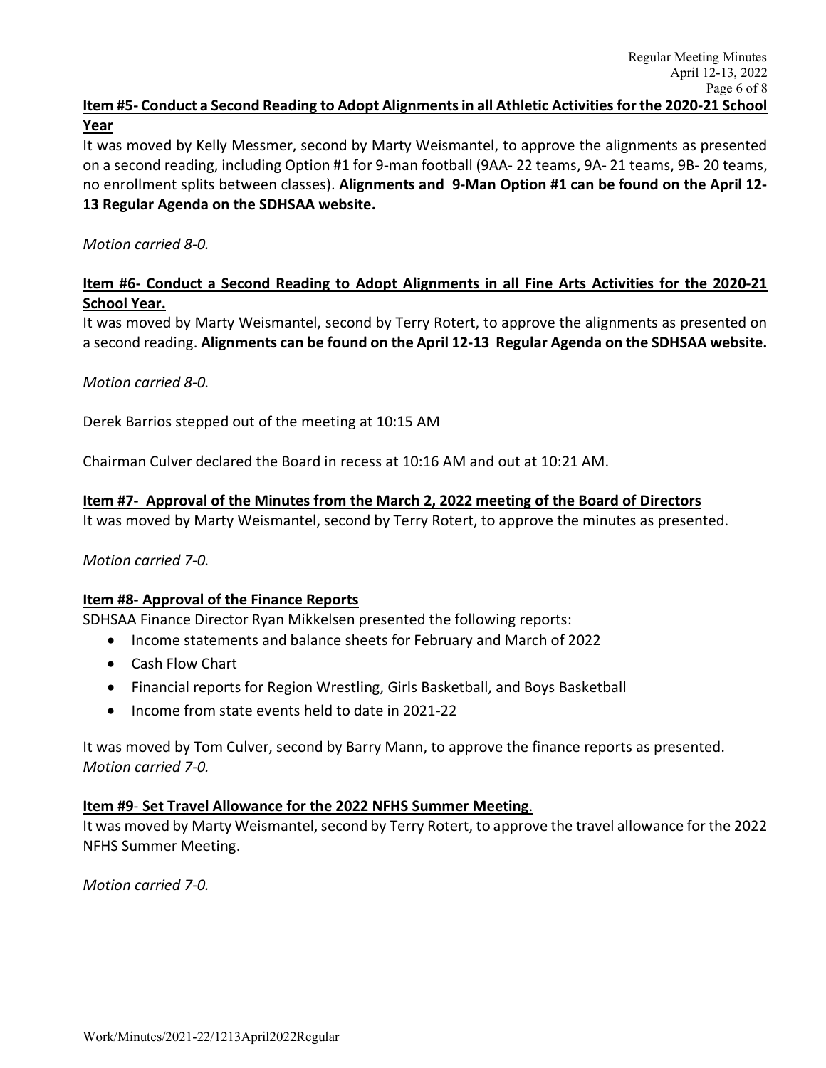**Item #5- Conduct a Second Reading to Adopt Alignments in all Athletic Activities for the 2020-21 School Year**

It was moved by Kelly Messmer, second by Marty Weismantel, to approve the alignments as presented on a second reading, including Option #1 for 9-man football (9AA- 22 teams, 9A- 21 teams, 9B- 20 teams, no enrollment splits between classes). **Alignments and 9-Man Option #1 can be found on the April 12-13 Regular Agenda on the SDHSAA website.**

*Motion carried 8-0.*

**Item #6- Conduct a Second Reading to Adopt Alignments in all Fine Arts Activities for the 2020-21 School Year.**

It was moved by Marty Weismantel, second by Terry Rotert, to approve the alignments as presented on a second reading. **Alignments can be found on the April 12-13 Regular Agenda on the SDHSAA website.**

*Motion carried 8-0.*

Derek Barrios stepped out of the meeting at 10:15 AM

Chairman Culver declared the Board in recess at 10:16 AM and out at 10:21 AM.

**Item #7- Approval of the Minutes from the March 2, 2022 meeting of the Board of Directors**

It was moved by Marty Weismantel, second by Terry Rotert, to approve the minutes as presented.

*Motion carried 7-0.*

**Item #8- Approval of the Finance Reports**

SDHSAA Finance Director Ryan Mikkelsen presented the following reports:

- Income statements and balance sheets for February and March of 2022
- Cash Flow Chart
- Financial reports for Region Wrestling, Girls Basketball, and Boys Basketball
- Income from state events held to date in 2021-22

It was moved by Tom Culver, second by Barry Mann, to approve the finance reports as presented.
*Motion carried 7-0.*

**Item #9- Set Travel Allowance for the 2022 NFHS Summer Meeting.**

It was moved by Marty Weismantel, second by Terry Rotert, to approve the travel allowance for the 2022 NFHS Summer Meeting.

*Motion carried 7-0.*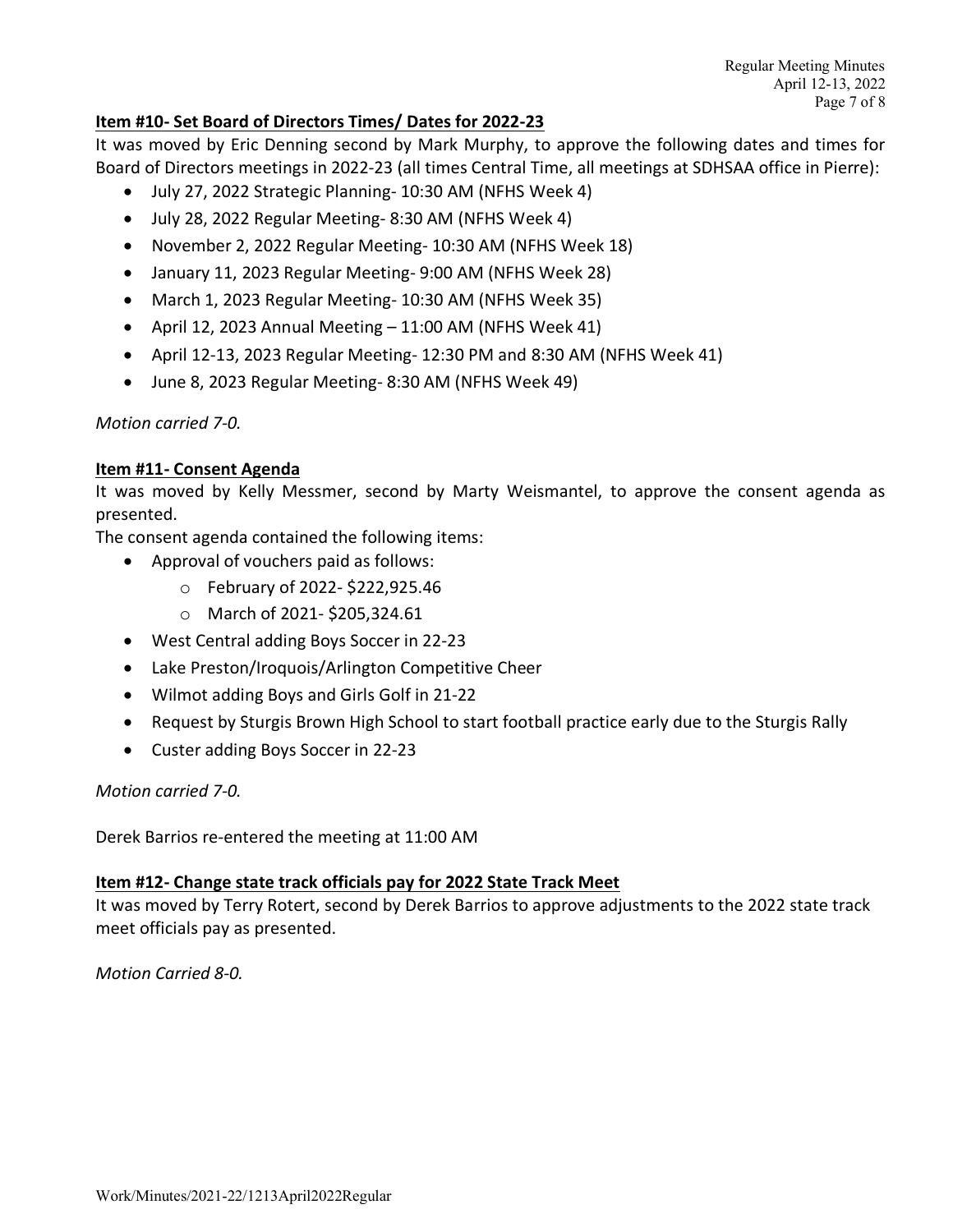**Item #10- Set Board of Directors Times/ Dates for 2022-23**

It was moved by Eric Denning second by Mark Murphy, to approve the following dates and times for Board of Directors meetings in 2022-23 (all times Central Time, all meetings at SDHSAA office in Pierre):

- July 27, 2022 Strategic Planning- 10:30 AM (NFHS Week 4)
- July 28, 2022 Regular Meeting- 8:30 AM (NFHS Week 4)
- November 2, 2022 Regular Meeting- 10:30 AM (NFHS Week 18)
- January 11, 2023 Regular Meeting- 9:00 AM (NFHS Week 28)
- March 1, 2023 Regular Meeting- 10:30 AM (NFHS Week 35)
- April 12, 2023 Annual Meeting – 11:00 AM (NFHS Week 41)
- April 12-13, 2023 Regular Meeting- 12:30 PM and 8:30 AM (NFHS Week 41)
- June 8, 2023 Regular Meeting- 8:30 AM (NFHS Week 49)

*Motion carried 7-0.*

**Item #11- Consent Agenda**

It was moved by Kelly Messmer, second by Marty Weismantel, to approve the consent agenda as presented.

The consent agenda contained the following items:

- Approval of vouchers paid as follows:
  - February of 2022- $222,925.46
  - March of 2021- $205,324.61
- West Central adding Boys Soccer in 22-23
- Lake Preston/Iroquois/Arlington Competitive Cheer
- Wilmot adding Boys and Girls Golf in 21-22
- Request by Sturgis Brown High School to start football practice early due to the Sturgis Rally
- Custer adding Boys Soccer in 22-23

*Motion carried 7-0.*

Derek Barrios re-entered the meeting at 11:00 AM

**Item #12- Change state track officials pay for 2022 State Track Meet**

It was moved by Terry Rotert, second by Derek Barrios to approve adjustments to the 2022 state track meet officials pay as presented.

*Motion Carried 8-0.*

Work/Minutes/2021-22/1213April2022Regular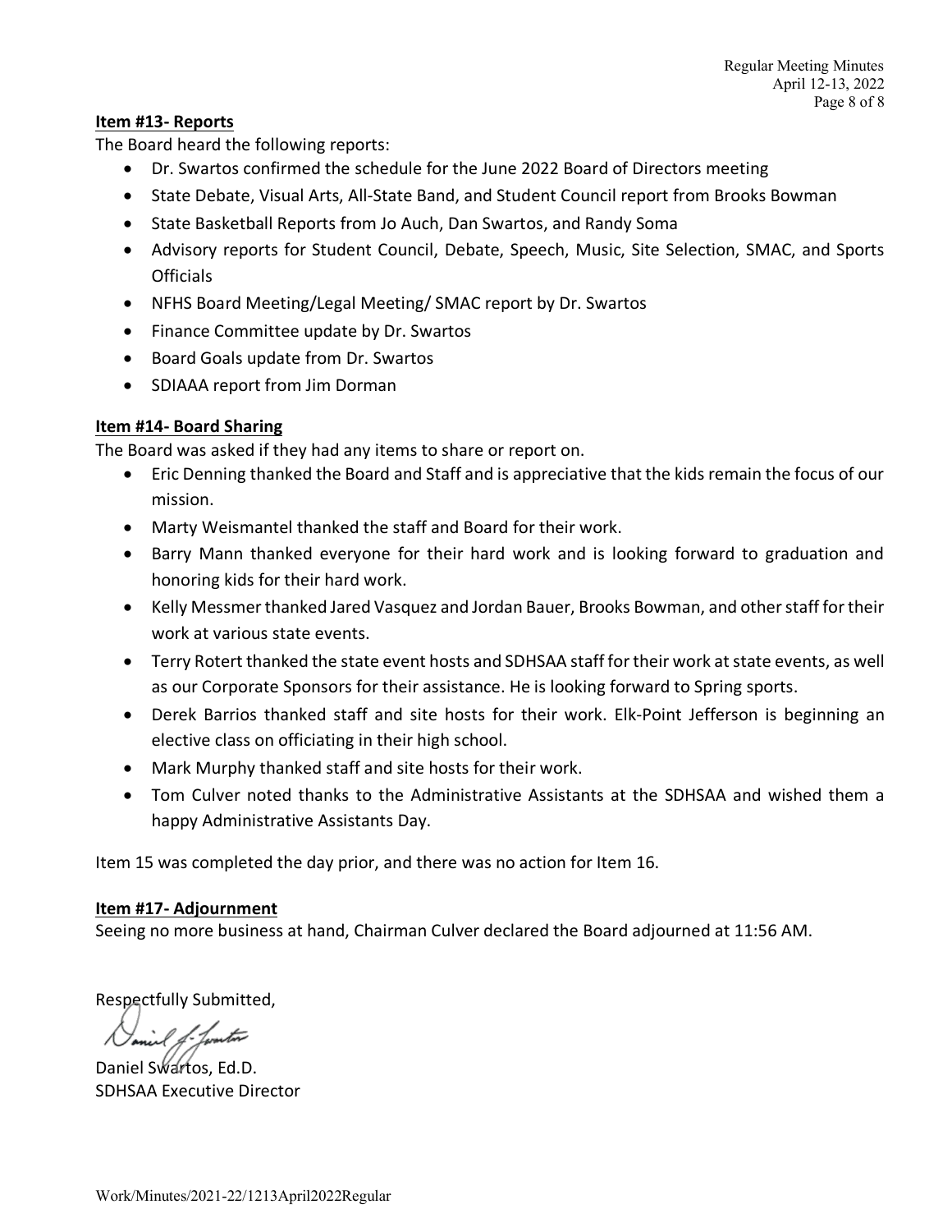**Item #13- Reports**

The Board heard the following reports:

- Dr. Swartos confirmed the schedule for the June 2022 Board of Directors meeting
- State Debate, Visual Arts, All-State Band, and Student Council report from Brooks Bowman
- State Basketball Reports from Jo Auch, Dan Swartos, and Randy Soma
- Advisory reports for Student Council, Debate, Speech, Music, Site Selection, SMAC, and Sports Officials
- NFHS Board Meeting/Legal Meeting/ SMAC report by Dr. Swartos
- Finance Committee update by Dr. Swartos
- Board Goals update from Dr. Swartos
- SDIAAA report from Jim Dorman

**Item #14- Board Sharing**

The Board was asked if they had any items to share or report on.

- Eric Denning thanked the Board and Staff and is appreciative that the kids remain the focus of our mission.
- Marty Weismantel thanked the staff and Board for their work.
- Barry Mann thanked everyone for their hard work and is looking forward to graduation and honoring kids for their hard work.
- Kelly Messmer thanked Jared Vasquez and Jordan Bauer, Brooks Bowman, and other staff for their work at various state events.
- Terry Rotert thanked the state event hosts and SDHSAA staff for their work at state events, as well as our Corporate Sponsors for their assistance. He is looking forward to Spring sports.
- Derek Barrios thanked staff and site hosts for their work. Elk-Point Jefferson is beginning an elective class on officiating in their high school.
- Mark Murphy thanked staff and site hosts for their work.
- Tom Culver noted thanks to the Administrative Assistants at the SDHSAA and wished them a happy Administrative Assistants Day.

Item 15 was completed the day prior, and there was no action for Item 16.

**Item #17- Adjournment**

Seeing no more business at hand, Chairman Culver declared the Board adjourned at 11:56 AM.

Respectfully Submitted,

Daniel Swartos, Ed.D.
SDHSAA Executive Director

Work/Minutes/2021-22/1213April2022Regular